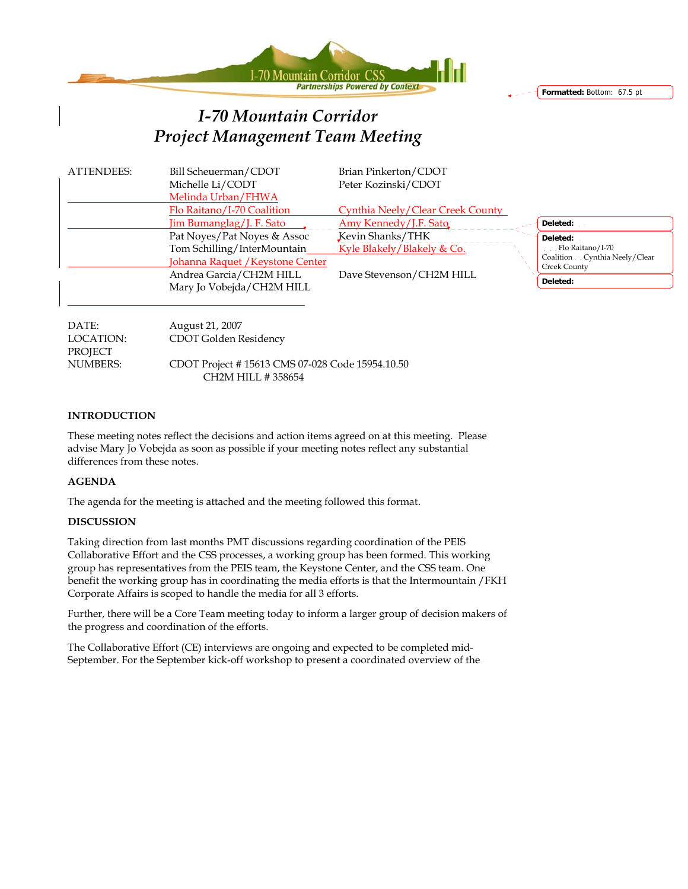# I-70 Mountain Corridor
# Project Management Team Meeting

| | | |
|---|---|---|
| ATTENDEES: | Bill Scheuerman/CDOT | Brian Pinkerton/CDOT |
| | Michelle Li/CODT | Peter Kozinski/CDOT |
| | Melinda Urban/FHWA | |
| | Flo Raitano/I-70 Coalition | Cynthia Neely/Clear Creek County |
| | Jim Bumanglag/J. F. Sato | Amy Kennedy/J.F. Sato |
| | Pat Noyes/Pat Noyes & Assoc | Kevin Shanks/THK |
| | Tom Schilling/InterMountain | Kyle Blakely/Blakely & Co. |
| | Johanna Raquet /Keystone Center | |
| | Andrea Garcia/CH2M HILL | Dave Stevenson/CH2M HILL |
| | Mary Jo Vobejda/CH2M HILL | |

DATE: August 21, 2007
LOCATION: CDOT Golden Residency
PROJECT NUMBERS: CDOT Project # 15613 CMS 07-028 Code 15954.10.50
CH2M HILL # 358654

**INTRODUCTION**

These meeting notes reflect the decisions and action items agreed on at this meeting. Please advise Mary Jo Vobejda as soon as possible if your meeting notes reflect any substantial differences from these notes.

**AGENDA**

The agenda for the meeting is attached and the meeting followed this format.

**DISCUSSION**

Taking direction from last months PMT discussions regarding coordination of the PEIS Collaborative Effort and the CSS processes, a working group has been formed. This working group has representatives from the PEIS team, the Keystone Center, and the CSS team. One benefit the working group has in coordinating the media efforts is that the Intermountain /FKH Corporate Affairs is scoped to handle the media for all 3 efforts.

Further, there will be a Core Team meeting today to inform a larger group of decision makers of the progress and coordination of the efforts.

The Collaborative Effort (CE) interviews are ongoing and expected to be completed mid-September. For the September kick-off workshop to present a coordinated overview of the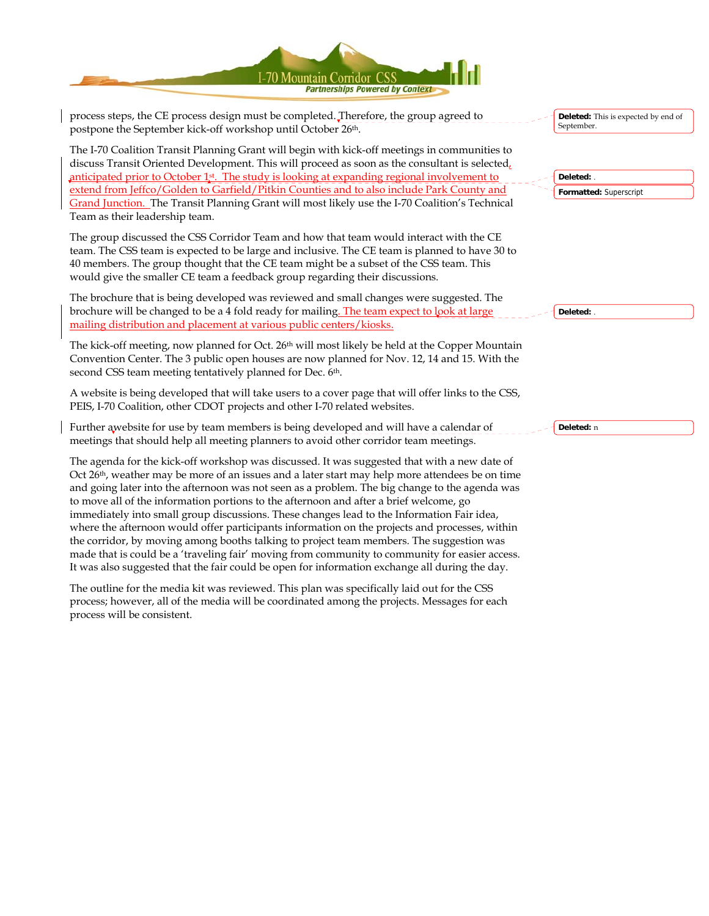process steps, the CE process design must be completed. Therefore, the group agreed to postpone the September kick-off workshop until October 26th.

Deleted: This is expected by end of September.

The I-70 Coalition Transit Planning Grant will begin with kick-off meetings in communities to discuss Transit Oriented Development. This will proceed as soon as the consultant is selected, anticipated prior to October 1st. The study is looking at expanding regional involvement to extend from Jeffco/Golden to Garfield/Pitkin Counties and to also include Park County and Grand Junction. The Transit Planning Grant will most likely use the I-70 Coalition's Technical Team as their leadership team.

Deleted: .

Formatted: Superscript

The group discussed the CSS Corridor Team and how that team would interact with the CE team. The CSS team is expected to be large and inclusive. The CE team is planned to have 30 to 40 members. The group thought that the CE team might be a subset of the CSS team. This would give the smaller CE team a feedback group regarding their discussions.

The brochure that is being developed was reviewed and small changes were suggested. The brochure will be changed to be a 4 fold ready for mailing. The team expect to look at large mailing distribution and placement at various public centers/kiosks.

Deleted: .

The kick-off meeting, now planned for Oct. 26th will most likely be held at the Copper Mountain Convention Center. The 3 public open houses are now planned for Nov. 12, 14 and 15. With the second CSS team meeting tentatively planned for Dec. 6th.

A website is being developed that will take users to a cover page that will offer links to the CSS, PEIS, I-70 Coalition, other CDOT projects and other I-70 related websites.

Further a website for use by team members is being developed and will have a calendar of meetings that should help all meeting planners to avoid other corridor team meetings.

Deleted: n

The agenda for the kick-off workshop was discussed. It was suggested that with a new date of Oct 26th, weather may be more of an issues and a later start may help more attendees be on time and going later into the afternoon was not seen as a problem. The big change to the agenda was to move all of the information portions to the afternoon and after a brief welcome, go immediately into small group discussions. These changes lead to the Information Fair idea, where the afternoon would offer participants information on the projects and processes, within the corridor, by moving among booths talking to project team members. The suggestion was made that is could be a 'traveling fair' moving from community to community for easier access. It was also suggested that the fair could be open for information exchange all during the day.

The outline for the media kit was reviewed. This plan was specifically laid out for the CSS process; however, all of the media will be coordinated among the projects. Messages for each process will be consistent.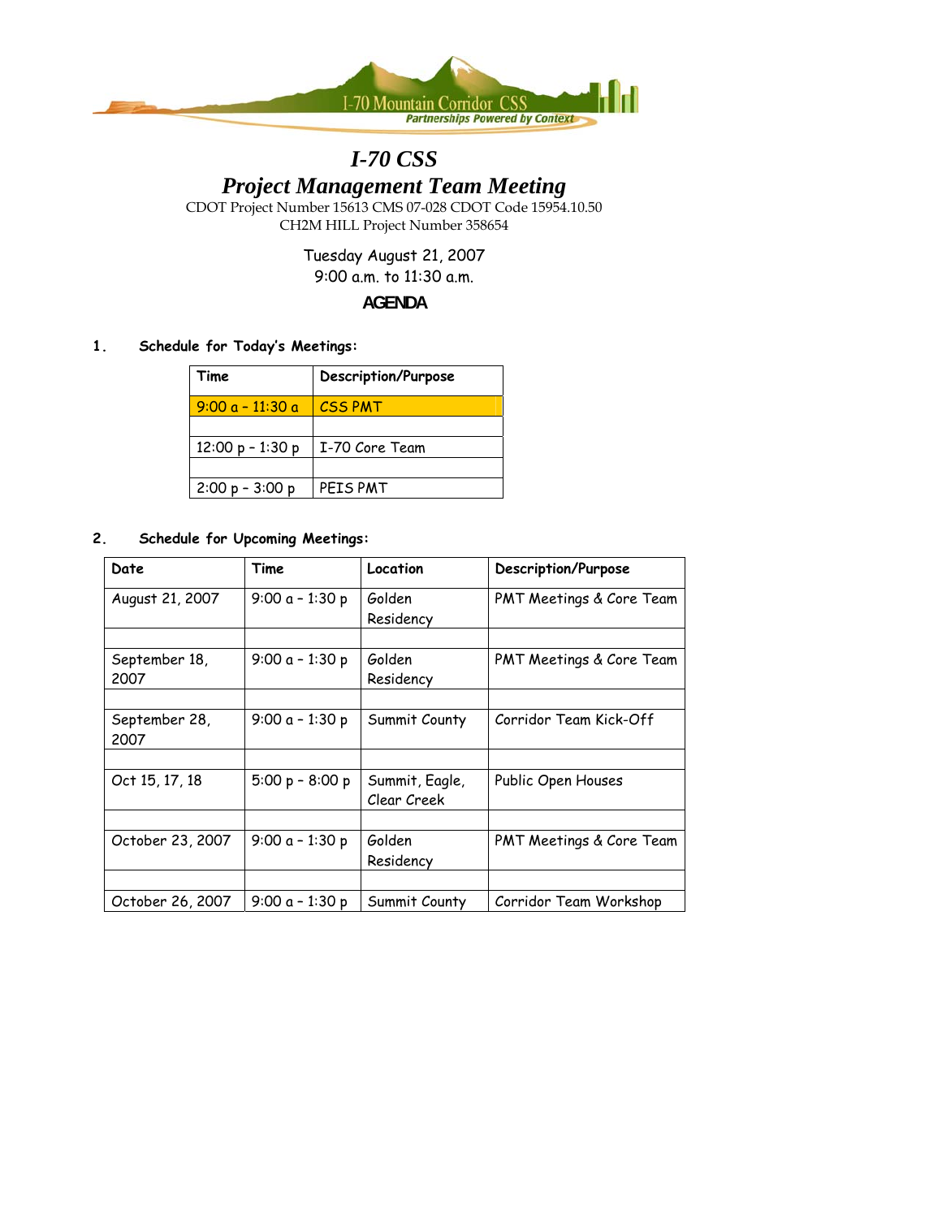I-70 Mountain Corridor CSS
Partnerships Powered by Context

# *I-70 CSS*
# *Project Management Team Meeting*

CDOT Project Number 15613 CMS 07-028 CDOT Code 15954.10.50
CH2M HILL Project Number 358654

Tuesday August 21, 2007
9:00 a.m. to 11:30 a.m.

## AGENDA

1. **Schedule for Today's Meetings:**

| Time | Description/Purpose |
|---|---|
| 9:00 a – 11:30 a | CSS PMT |
| | |
| 12:00 p – 1:30 p | I-70 Core Team |
| | |
| 2:00 p – 3:00 p | PEIS PMT |

2. **Schedule for Upcoming Meetings:**

| Date | Time | Location | Description/Purpose |
|---|---|---|---|
| August 21, 2007 | 9:00 a – 1:30 p | Golden Residency | PMT Meetings & Core Team |
| | | | |
| September 18, 2007 | 9:00 a – 1:30 p | Golden Residency | PMT Meetings & Core Team |
| | | | |
| September 28, 2007 | 9:00 a – 1:30 p | Summit County | Corridor Team Kick-Off |
| | | | |
| Oct 15, 17, 18 | 5:00 p – 8:00 p | Summit, Eagle, Clear Creek | Public Open Houses |
| | | | |
| October 23, 2007 | 9:00 a – 1:30 p | Golden Residency | PMT Meetings & Core Team |
| | | | |
| October 26, 2007 | 9:00 a – 1:30 p | Summit County | Corridor Team Workshop |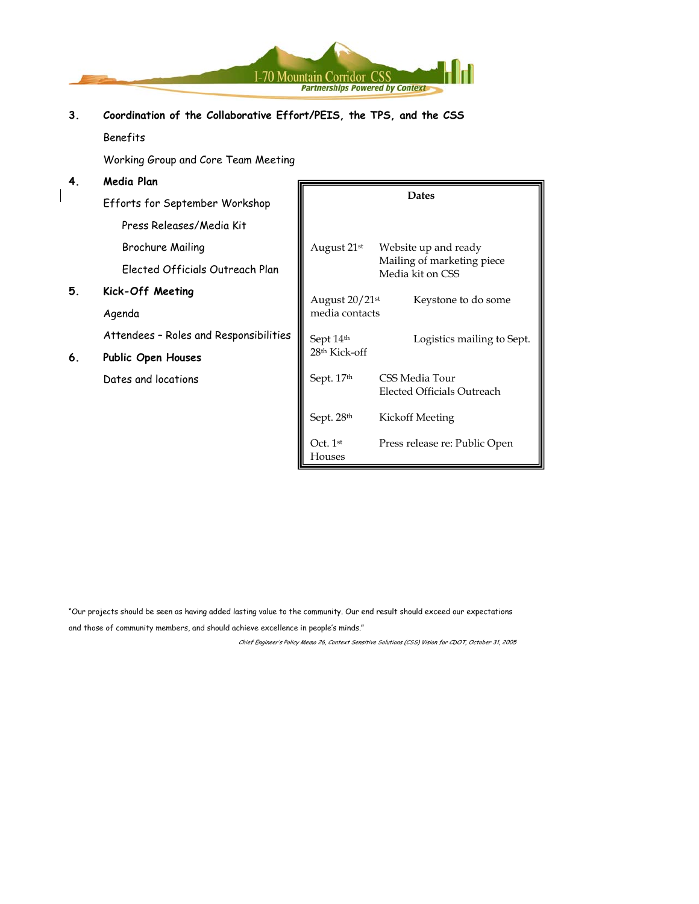**3. Coordination of the Collaborative Effort/PEIS, the TPS, and the CSS**

Benefits

Working Group and Core Team Meeting

**4. Media Plan**

Efforts for September Workshop

Press Releases/Media Kit

Brochure Mailing

Elected Officials Outreach Plan

**5. Kick-Off Meeting**

Agenda

Attendees – Roles and Responsibilities

**6. Public Open Houses**

Dates and locations

| Dates | |
|---|---|
| August 21st | Website up and ready<br>Mailing of marketing piece<br>Media kit on CSS |
| August 20/21st | Keystone to do some media contacts |
| Sept 14th | Logistics mailing to Sept. 28th Kick-off |
| Sept. 17th | CSS Media Tour<br>Elected Officials Outreach |
| Sept. 28th | Kickoff Meeting |
| Oct. 1st | Press release re: Public Open Houses |

"Our projects should be seen as having added lasting value to the community. Our end result should exceed our expectations and those of community members, and should achieve excellence in people's minds."

*Chief Engineer's Policy Memo 26, Context Sensitive Solutions (CSS) Vision for CDOT, October 31, 2005*